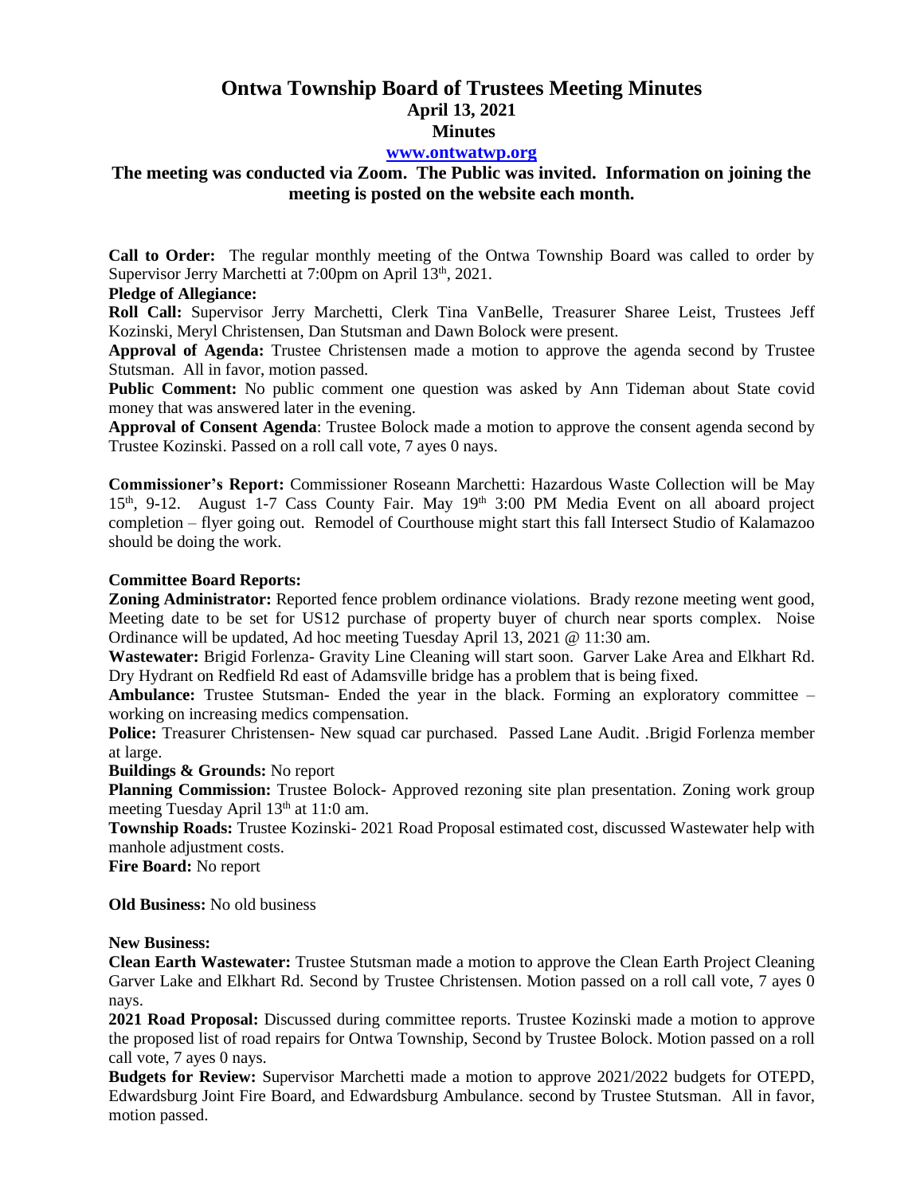# Ontwa Township Board of Trustees Meeting Minutes

## April 13, 2021

## Minutes

**www.ontwatwp.org**

**The meeting was conducted via Zoom. The Public was invited. Information on joining the meeting is posted on the website each month.**

**Call to Order:** The regular monthly meeting of the Ontwa Township Board was called to order by Supervisor Jerry Marchetti at 7:00pm on April 13th, 2021.

**Pledge of Allegiance:**

**Roll Call:** Supervisor Jerry Marchetti, Clerk Tina VanBelle, Treasurer Sharee Leist, Trustees Jeff Kozinski, Meryl Christensen, Dan Stutsman and Dawn Bolock were present.

**Approval of Agenda:** Trustee Christensen made a motion to approve the agenda second by Trustee Stutsman. All in favor, motion passed.

**Public Comment:** No public comment one question was asked by Ann Tideman about State covid money that was answered later in the evening.

**Approval of Consent Agenda**: Trustee Bolock made a motion to approve the consent agenda second by Trustee Kozinski. Passed on a roll call vote, 7 ayes 0 nays.

**Commissioner's Report:** Commissioner Roseann Marchetti: Hazardous Waste Collection will be May 15th, 9-12. August 1-7 Cass County Fair. May 19th 3:00 PM Media Event on all aboard project completion – flyer going out. Remodel of Courthouse might start this fall Intersect Studio of Kalamazoo should be doing the work.

**Committee Board Reports:**

**Zoning Administrator:** Reported fence problem ordinance violations. Brady rezone meeting went good, Meeting date to be set for US12 purchase of property buyer of church near sports complex. Noise Ordinance will be updated, Ad hoc meeting Tuesday April 13, 2021 @ 11:30 am.

**Wastewater:** Brigid Forlenza- Gravity Line Cleaning will start soon. Garver Lake Area and Elkhart Rd. Dry Hydrant on Redfield Rd east of Adamsville bridge has a problem that is being fixed.

**Ambulance:** Trustee Stutsman- Ended the year in the black. Forming an exploratory committee – working on increasing medics compensation.

**Police:** Treasurer Christensen- New squad car purchased. Passed Lane Audit. .Brigid Forlenza member at large.

**Buildings & Grounds:** No report

**Planning Commission:** Trustee Bolock- Approved rezoning site plan presentation. Zoning work group meeting Tuesday April 13th at 11:0 am.

**Township Roads:** Trustee Kozinski- 2021 Road Proposal estimated cost, discussed Wastewater help with manhole adjustment costs.

**Fire Board:** No report

**Old Business:** No old business

**New Business:**

**Clean Earth Wastewater:** Trustee Stutsman made a motion to approve the Clean Earth Project Cleaning Garver Lake and Elkhart Rd. Second by Trustee Christensen. Motion passed on a roll call vote, 7 ayes 0 nays.

**2021 Road Proposal:** Discussed during committee reports. Trustee Kozinski made a motion to approve the proposed list of road repairs for Ontwa Township, Second by Trustee Bolock. Motion passed on a roll call vote, 7 ayes 0 nays.

**Budgets for Review:** Supervisor Marchetti made a motion to approve 2021/2022 budgets for OTEPD, Edwardsburg Joint Fire Board, and Edwardsburg Ambulance. second by Trustee Stutsman. All in favor, motion passed.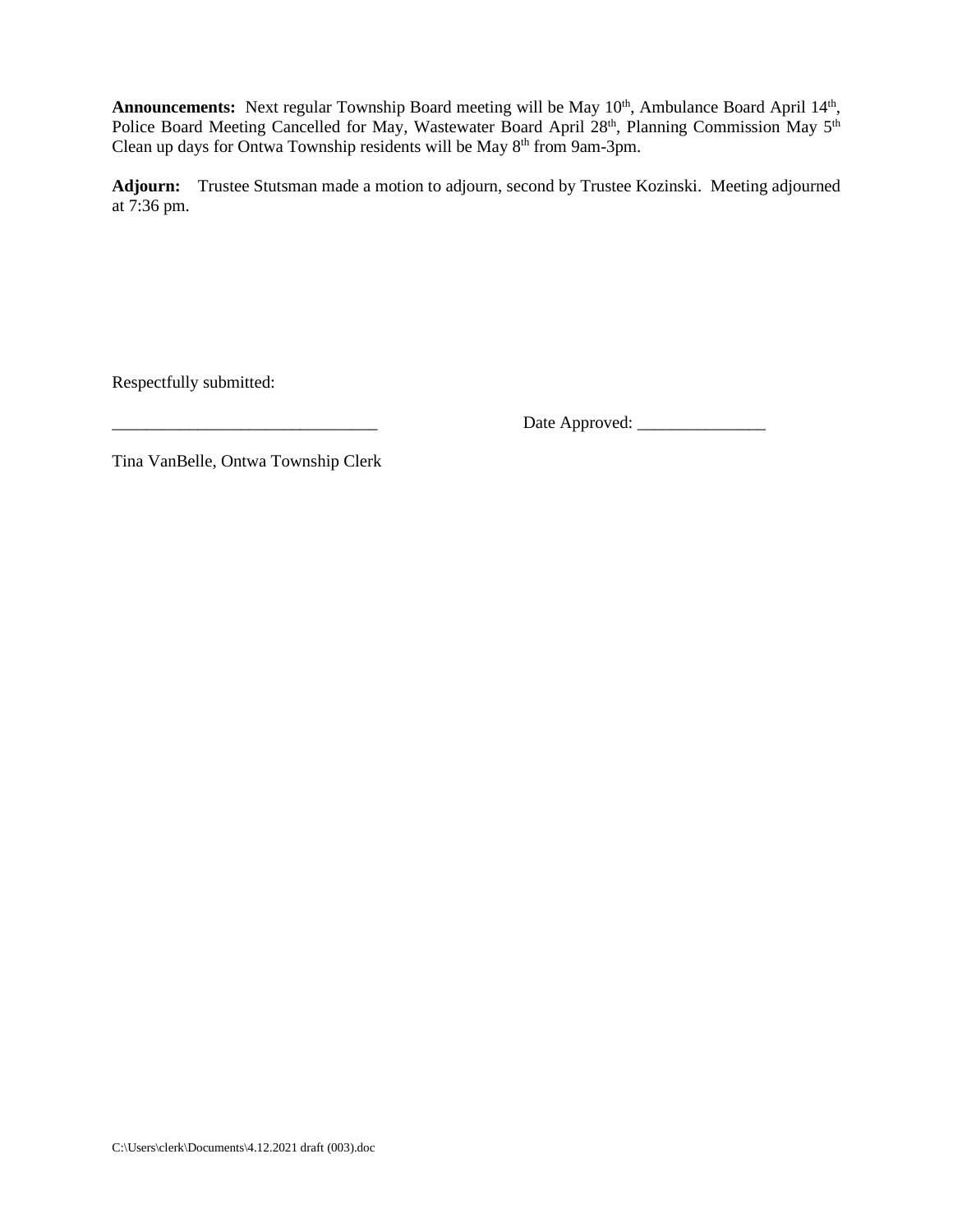**Announcements:** Next regular Township Board meeting will be May 10th, Ambulance Board April 14th, Police Board Meeting Cancelled for May, Wastewater Board April 28th, Planning Commission May 5th Clean up days for Ontwa Township residents will be May 8th from 9am-3pm.

**Adjourn:** Trustee Stutsman made a motion to adjourn, second by Trustee Kozinski. Meeting adjourned at 7:36 pm.

Respectfully submitted:

_______________________________ Date Approved: _______________

Tina VanBelle, Ontwa Township Clerk

C:\Users\clerk\Documents\4.12.2021 draft (003).doc